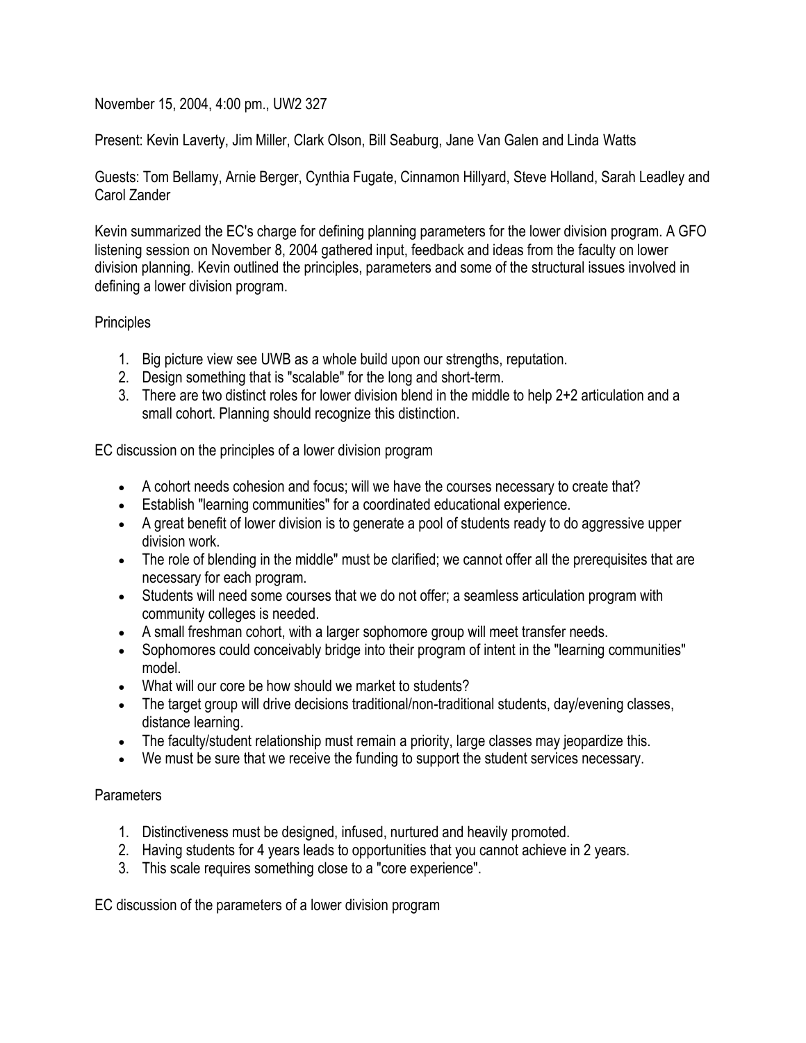November 15, 2004, 4:00 pm., UW2 327

Present: Kevin Laverty, Jim Miller, Clark Olson, Bill Seaburg, Jane Van Galen and Linda Watts

Guests: Tom Bellamy, Arnie Berger, Cynthia Fugate, Cinnamon Hillyard, Steve Holland, Sarah Leadley and Carol Zander

Kevin summarized the EC's charge for defining planning parameters for the lower division program. A GFO listening session on November 8, 2004 gathered input, feedback and ideas from the faculty on lower division planning. Kevin outlined the principles, parameters and some of the structural issues involved in defining a lower division program.

Principles

1. Big picture view see UWB as a whole build upon our strengths, reputation.
2. Design something that is "scalable" for the long and short-term.
3. There are two distinct roles for lower division blend in the middle to help 2+2 articulation and a small cohort. Planning should recognize this distinction.

EC discussion on the principles of a lower division program

- A cohort needs cohesion and focus; will we have the courses necessary to create that?
- Establish "learning communities" for a coordinated educational experience.
- A great benefit of lower division is to generate a pool of students ready to do aggressive upper division work.
- The role of blending in the middle" must be clarified; we cannot offer all the prerequisites that are necessary for each program.
- Students will need some courses that we do not offer; a seamless articulation program with community colleges is needed.
- A small freshman cohort, with a larger sophomore group will meet transfer needs.
- Sophomores could conceivably bridge into their program of intent in the "learning communities" model.
- What will our core be how should we market to students?
- The target group will drive decisions traditional/non-traditional students, day/evening classes, distance learning.
- The faculty/student relationship must remain a priority, large classes may jeopardize this.
- We must be sure that we receive the funding to support the student services necessary.

Parameters

1. Distinctiveness must be designed, infused, nurtured and heavily promoted.
2. Having students for 4 years leads to opportunities that you cannot achieve in 2 years.
3. This scale requires something close to a "core experience".

EC discussion of the parameters of a lower division program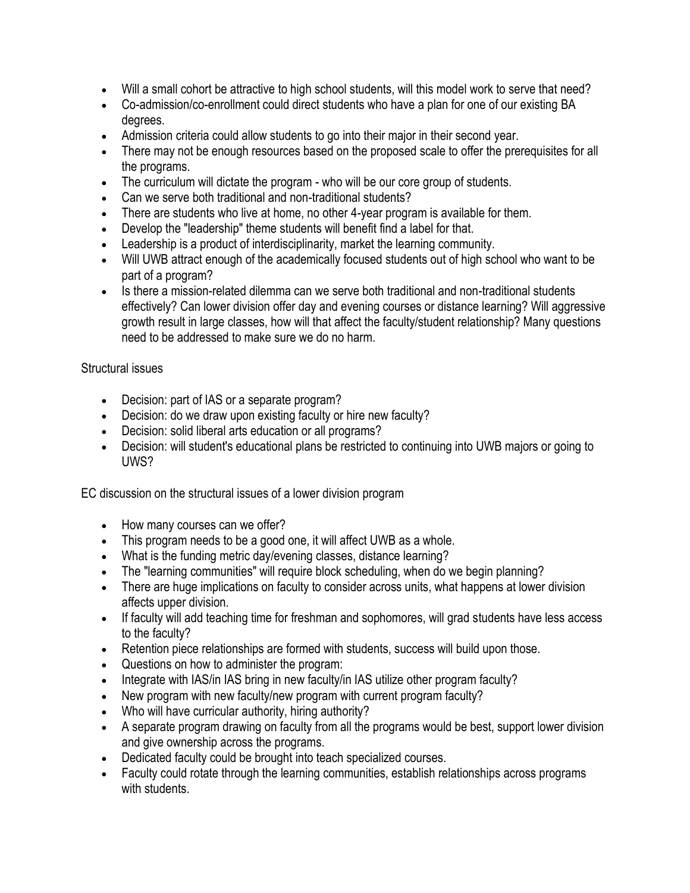- Will a small cohort be attractive to high school students, will this model work to serve that need?
- Co-admission/co-enrollment could direct students who have a plan for one of our existing BA degrees.
- Admission criteria could allow students to go into their major in their second year.
- There may not be enough resources based on the proposed scale to offer the prerequisites for all the programs.
- The curriculum will dictate the program - who will be our core group of students.
- Can we serve both traditional and non-traditional students?
- There are students who live at home, no other 4-year program is available for them.
- Develop the "leadership" theme students will benefit find a label for that.
- Leadership is a product of interdisciplinarity, market the learning community.
- Will UWB attract enough of the academically focused students out of high school who want to be part of a program?
- Is there a mission-related dilemma can we serve both traditional and non-traditional students effectively? Can lower division offer day and evening courses or distance learning? Will aggressive growth result in large classes, how will that affect the faculty/student relationship? Many questions need to be addressed to make sure we do no harm.

Structural issues

- Decision: part of IAS or a separate program?
- Decision: do we draw upon existing faculty or hire new faculty?
- Decision: solid liberal arts education or all programs?
- Decision: will student's educational plans be restricted to continuing into UWB majors or going to UWS?

EC discussion on the structural issues of a lower division program

- How many courses can we offer?
- This program needs to be a good one, it will affect UWB as a whole.
- What is the funding metric day/evening classes, distance learning?
- The "learning communities" will require block scheduling, when do we begin planning?
- There are huge implications on faculty to consider across units, what happens at lower division affects upper division.
- If faculty will add teaching time for freshman and sophomores, will grad students have less access to the faculty?
- Retention piece relationships are formed with students, success will build upon those.
- Questions on how to administer the program:
- Integrate with IAS/in IAS bring in new faculty/in IAS utilize other program faculty?
- New program with new faculty/new program with current program faculty?
- Who will have curricular authority, hiring authority?
- A separate program drawing on faculty from all the programs would be best, support lower division and give ownership across the programs.
- Dedicated faculty could be brought into teach specialized courses.
- Faculty could rotate through the learning communities, establish relationships across programs with students.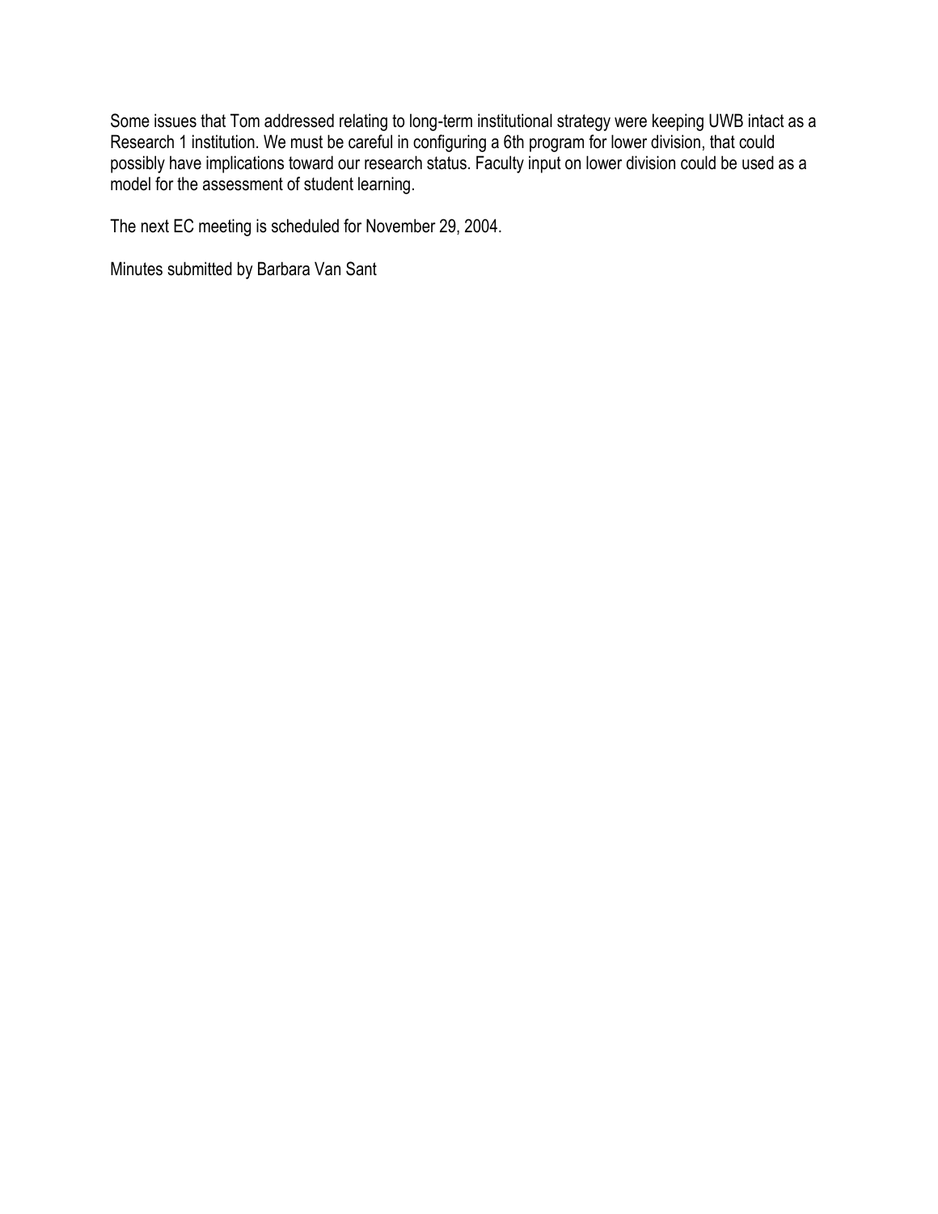Some issues that Tom addressed relating to long-term institutional strategy were keeping UWB intact as a Research 1 institution. We must be careful in configuring a 6th program for lower division, that could possibly have implications toward our research status. Faculty input on lower division could be used as a model for the assessment of student learning.

The next EC meeting is scheduled for November 29, 2004.

Minutes submitted by Barbara Van Sant